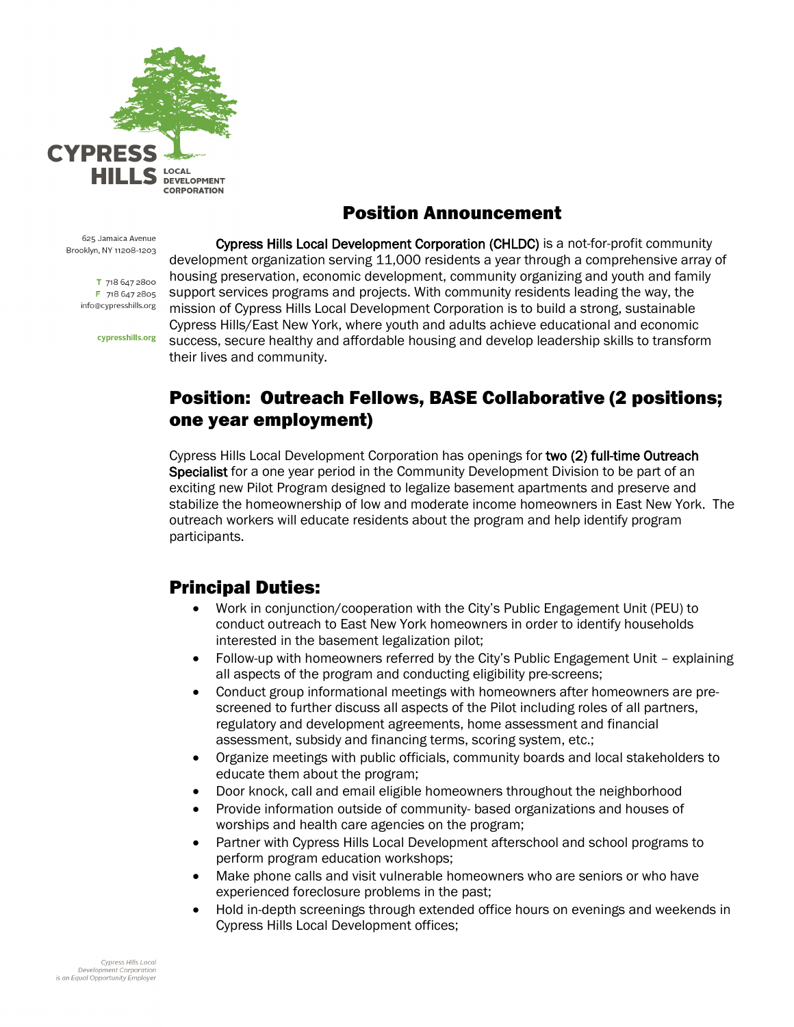CYPRESS HILLS LOCAL DEVELOPMENT CORPORATION

625 Jamaica Avenue
Brooklyn, NY 11208-1203

T 718 647 2800
F 718 647 2805
info@cypresshills.org

cypresshills.org

# Position Announcement

**Cypress Hills Local Development Corporation (CHLDC)** is a not-for-profit community development organization serving 11,000 residents a year through a comprehensive array of housing preservation, economic development, community organizing and youth and family support services programs and projects. With community residents leading the way, the mission of Cypress Hills Local Development Corporation is to build a strong, sustainable Cypress Hills/East New York, where youth and adults achieve educational and economic success, secure healthy and affordable housing and develop leadership skills to transform their lives and community.

## Position: Outreach Fellows, BASE Collaborative (2 positions; one year employment)

Cypress Hills Local Development Corporation has openings for **two (2) full-time Outreach Specialist** for a one year period in the Community Development Division to be part of an exciting new Pilot Program designed to legalize basement apartments and preserve and stabilize the homeownership of low and moderate income homeowners in East New York. The outreach workers will educate residents about the program and help identify program participants.

## Principal Duties:

- Work in conjunction/cooperation with the City's Public Engagement Unit (PEU) to conduct outreach to East New York homeowners in order to identify households interested in the basement legalization pilot;
- Follow-up with homeowners referred by the City's Public Engagement Unit – explaining all aspects of the program and conducting eligibility pre-screens;
- Conduct group informational meetings with homeowners after homeowners are pre-screened to further discuss all aspects of the Pilot including roles of all partners, regulatory and development agreements, home assessment and financial assessment, subsidy and financing terms, scoring system, etc.;
- Organize meetings with public officials, community boards and local stakeholders to educate them about the program;
- Door knock, call and email eligible homeowners throughout the neighborhood
- Provide information outside of community- based organizations and houses of worships and health care agencies on the program;
- Partner with Cypress Hills Local Development afterschool and school programs to perform program education workshops;
- Make phone calls and visit vulnerable homeowners who are seniors or who have experienced foreclosure problems in the past;
- Hold in-depth screenings through extended office hours on evenings and weekends in Cypress Hills Local Development offices;

*Cypress Hills Local Development Corporation is an Equal Opportunity Employer*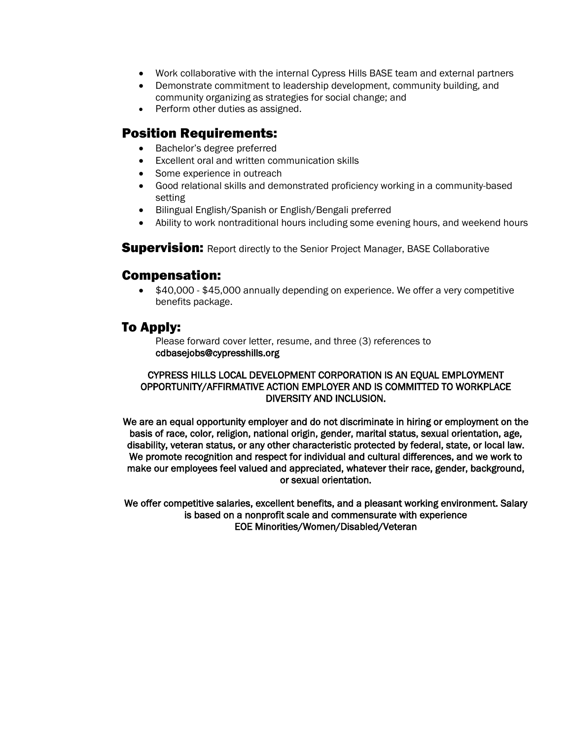- Work collaborative with the internal Cypress Hills BASE team and external partners
- Demonstrate commitment to leadership development, community building, and community organizing as strategies for social change; and
- Perform other duties as assigned.

## Position Requirements:

- Bachelor's degree preferred
- Excellent oral and written communication skills
- Some experience in outreach
- Good relational skills and demonstrated proficiency working in a community-based setting
- Bilingual English/Spanish or English/Bengali preferred
- Ability to work nontraditional hours including some evening hours, and weekend hours

**Supervision:** Report directly to the Senior Project Manager, BASE Collaborative

## Compensation:

- $40,000 - $45,000 annually depending on experience. We offer a very competitive benefits package.

## To Apply:

Please forward cover letter, resume, and three (3) references to cdbasejobs@cypresshills.org

CYPRESS HILLS LOCAL DEVELOPMENT CORPORATION IS AN EQUAL EMPLOYMENT OPPORTUNITY/AFFIRMATIVE ACTION EMPLOYER AND IS COMMITTED TO WORKPLACE DIVERSITY AND INCLUSION.

We are an equal opportunity employer and do not discriminate in hiring or employment on the basis of race, color, religion, national origin, gender, marital status, sexual orientation, age, disability, veteran status, or any other characteristic protected by federal, state, or local law. We promote recognition and respect for individual and cultural differences, and we work to make our employees feel valued and appreciated, whatever their race, gender, background, or sexual orientation.

We offer competitive salaries, excellent benefits, and a pleasant working environment. Salary is based on a nonprofit scale and commensurate with experience
EOE Minorities/Women/Disabled/Veteran